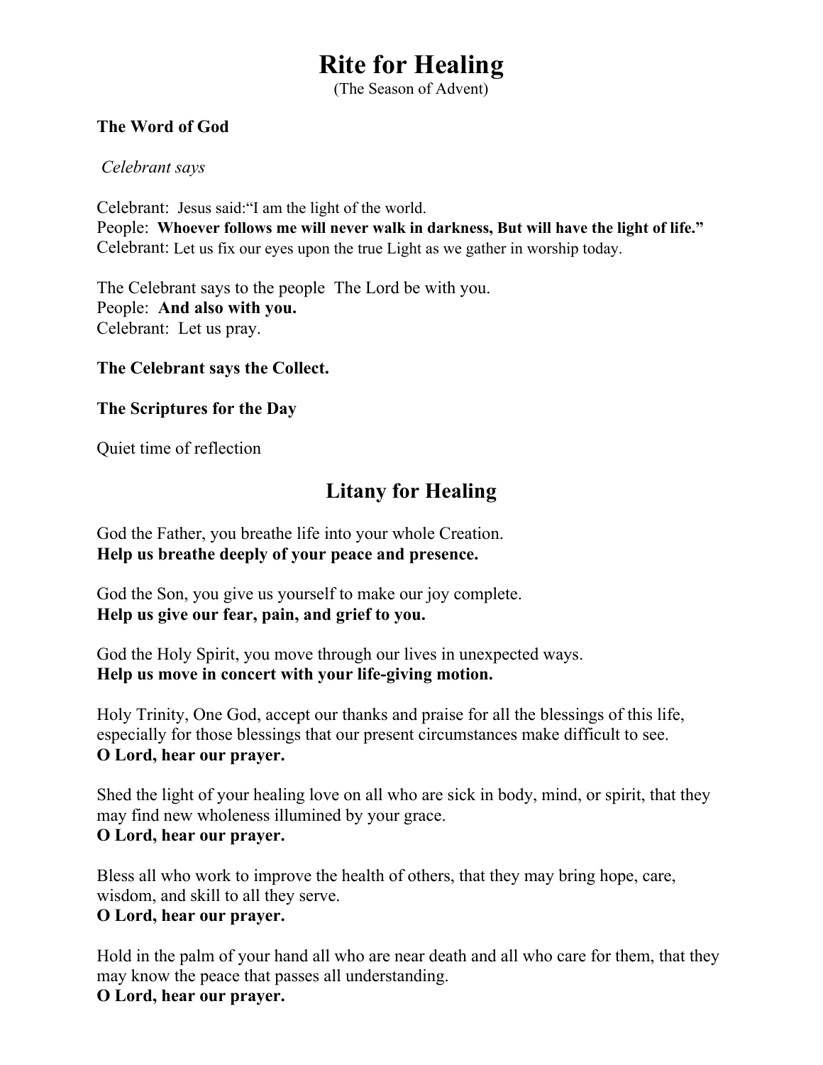# Rite for Healing

(The Season of Advent)

**The Word of God**

*Celebrant says*

Celebrant: Jesus said:"I am the light of the world.
People: **Whoever follows me will never walk in darkness, But will have the light of life."**
Celebrant: Let us fix our eyes upon the true Light as we gather in worship today.

The Celebrant says to the people The Lord be with you.
People: **And also with you.**
Celebrant: Let us pray.

**The Celebrant says the Collect.**

**The Scriptures for the Day**

Quiet time of reflection

## Litany for Healing

God the Father, you breathe life into your whole Creation.
**Help us breathe deeply of your peace and presence.**

God the Son, you give us yourself to make our joy complete.
**Help us give our fear, pain, and grief to you.**

God the Holy Spirit, you move through our lives in unexpected ways.
**Help us move in concert with your life-giving motion.**

Holy Trinity, One God, accept our thanks and praise for all the blessings of this life, especially for those blessings that our present circumstances make difficult to see.
**O Lord, hear our prayer.**

Shed the light of your healing love on all who are sick in body, mind, or spirit, that they may find new wholeness illumined by your grace.
**O Lord, hear our prayer.**

Bless all who work to improve the health of others, that they may bring hope, care, wisdom, and skill to all they serve.
**O Lord, hear our prayer.**

Hold in the palm of your hand all who are near death and all who care for them, that they may know the peace that passes all understanding.
**O Lord, hear our prayer.**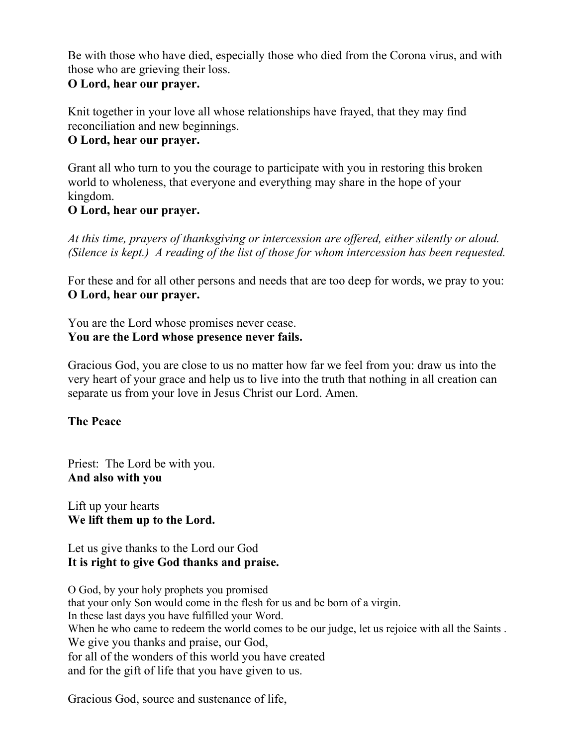Be with those who have died, especially those who died from the Corona virus, and with those who are grieving their loss.
**O Lord, hear our prayer.**

Knit together in your love all whose relationships have frayed, that they may find reconciliation and new beginnings.
**O Lord, hear our prayer.**

Grant all who turn to you the courage to participate with you in restoring this broken world to wholeness, that everyone and everything may share in the hope of your kingdom.
**O Lord, hear our prayer.**

*At this time, prayers of thanksgiving or intercession are offered, either silently or aloud. (Silence is kept.) A reading of the list of those for whom intercession has been requested.*

For these and for all other persons and needs that are too deep for words, we pray to you:
**O Lord, hear our prayer.**

You are the Lord whose promises never cease.
**You are the Lord whose presence never fails.**

Gracious God, you are close to us no matter how far we feel from you: draw us into the very heart of your grace and help us to live into the truth that nothing in all creation can separate us from your love in Jesus Christ our Lord. Amen.

**The Peace**

Priest: The Lord be with you.
**And also with you**

Lift up your hearts
**We lift them up to the Lord.**

Let us give thanks to the Lord our God
**It is right to give God thanks and praise.**

O God, by your holy prophets you promised
that your only Son would come in the flesh for us and be born of a virgin.
In these last days you have fulfilled your Word.
When he who came to redeem the world comes to be our judge, let us rejoice with all the Saints .
We give you thanks and praise, our God,
for all of the wonders of this world you have created
and for the gift of life that you have given to us.

Gracious God, source and sustenance of life,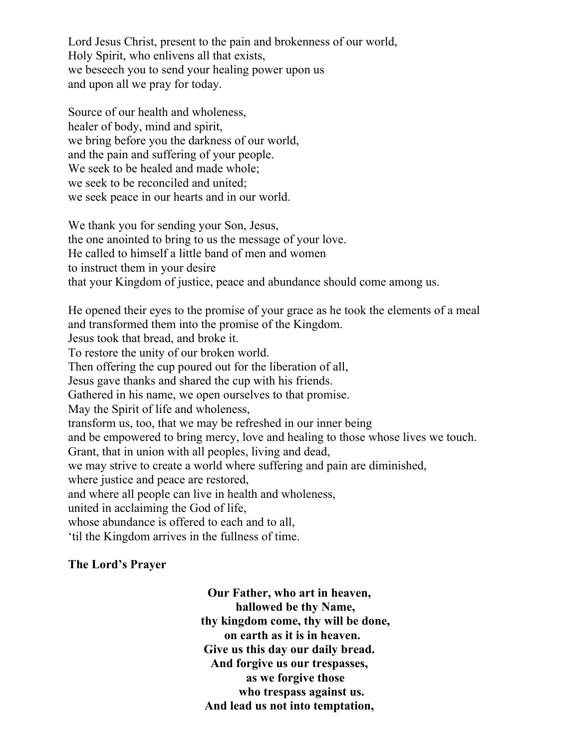Lord Jesus Christ, present to the pain and brokenness of our world,
Holy Spirit, who enlivens all that exists,
we beseech you to send your healing power upon us
and upon all we pray for today.

Source of our health and wholeness,
healer of body, mind and spirit,
we bring before you the darkness of our world,
and the pain and suffering of your people.
We seek to be healed and made whole;
we seek to be reconciled and united;
we seek peace in our hearts and in our world.

We thank you for sending your Son, Jesus,
the one anointed to bring to us the message of your love.
He called to himself a little band of men and women
to instruct them in your desire
that your Kingdom of justice, peace and abundance should come among us.

He opened their eyes to the promise of your grace as he took the elements of a meal
and transformed them into the promise of the Kingdom.
Jesus took that bread, and broke it.
To restore the unity of our broken world.
Then offering the cup poured out for the liberation of all,
Jesus gave thanks and shared the cup with his friends.
Gathered in his name, we open ourselves to that promise.
May the Spirit of life and wholeness,
transform us, too, that we may be refreshed in our inner being
and be empowered to bring mercy, love and healing to those whose lives we touch.
Grant, that in union with all peoples, living and dead,
we may strive to create a world where suffering and pain are diminished,
where justice and peace are restored,
and where all people can live in health and wholeness,
united in acclaiming the God of life,
whose abundance is offered to each and to all,
'til the Kingdom arrives in the fullness of time.

**The Lord's Prayer**

**Our Father, who art in heaven,**
**hallowed be thy Name,**
**thy kingdom come, thy will be done,**
**on earth as it is in heaven.**
**Give us this day our daily bread.**
**And forgive us our trespasses,**
**as we forgive those**
**who trespass against us.**
**And lead us not into temptation,**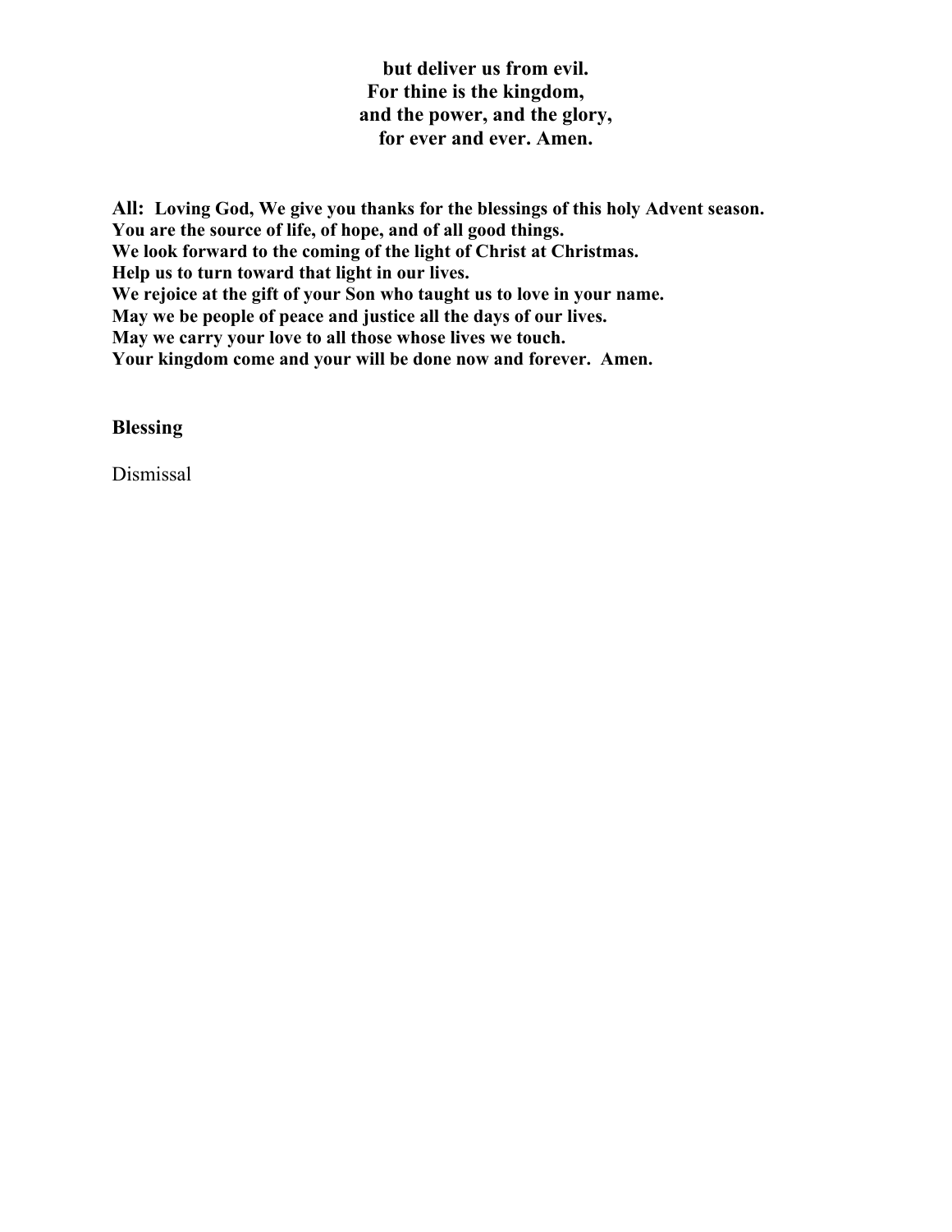**but deliver us from evil.**
**For thine is the kingdom,**
**and the power, and the glory,**
**for ever and ever. Amen.**

**All: Loving God, We give you thanks for the blessings of this holy Advent season.**
**You are the source of life, of hope, and of all good things.**
**We look forward to the coming of the light of Christ at Christmas.**
**Help us to turn toward that light in our lives.**
**We rejoice at the gift of your Son who taught us to love in your name.**
**May we be people of peace and justice all the days of our lives.**
**May we carry your love to all those whose lives we touch.**
**Your kingdom come and your will be done now and forever. Amen.**

**Blessing**

Dismissal